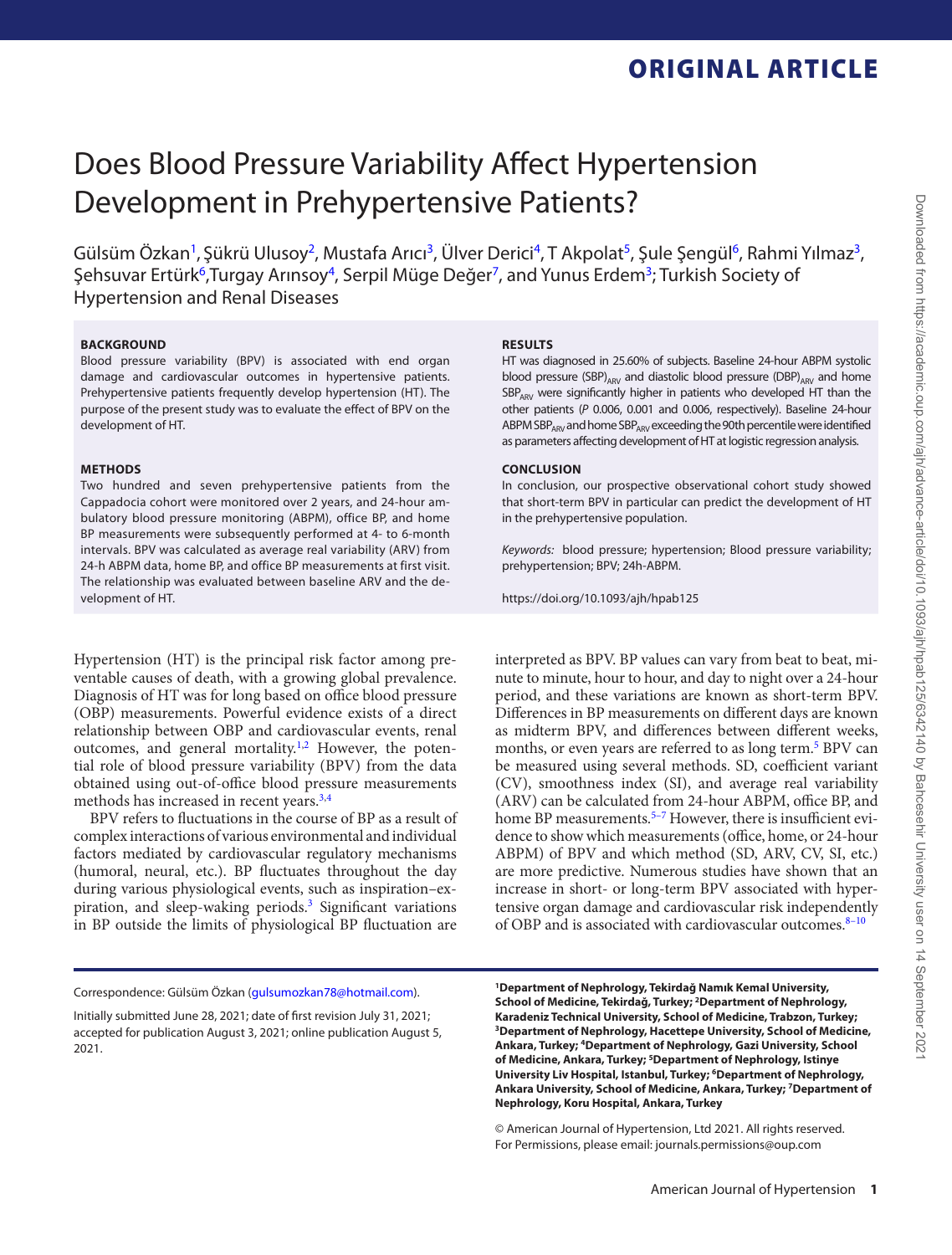ORIGINAL ARTICLE

# Does Blood Pressure Variability Affect Hypertension Development in Prehypertensive Patients?

Gülsüm Özkan[1], Şükrü Ulusoy[2], Mustafa Arıcı[3], Ülver Derici[4], T Akpolat[5], Şule Şengül[6], Rahmi Yılmaz[3], Şehsuvar Ertürk[6],Turgay Arınsoy[4], Serpil Müge Değer[7], and Yunus Erdem[3]; Turkish Society of Hypertension and Renal Diseases

**BACKGROUND**

Blood pressure variability (BPV) is associated with end organ damage and cardiovascular outcomes in hypertensive patients. Prehypertensive patients frequently develop hypertension (HT). The purpose of the present study was to evaluate the effect of BPV on the development of HT.

**METHODS**

Two hundred and seven prehypertensive patients from the Cappadocia cohort were monitored over 2 years, and 24-hour ambulatory blood pressure monitoring (ABPM), office BP, and home BP measurements were subsequently performed at 4- to 6-month intervals. BPV was calculated as average real variability (ARV) from 24-h ABPM data, home BP, and office BP measurements at first visit. The relationship was evaluated between baseline ARV and the development of HT.

**RESULTS**

HT was diagnosed in 25.60% of subjects. Baseline 24-hour ABPM systolic blood pressure $(SBP)_{ARV}$ and diastolic blood pressure $(DBP)_{ARV}$ and home $SBP_{ARV}$ were significantly higher in patients who developed HT than the other patients (*P* 0.006, 0.001 and 0.006, respectively). Baseline 24-hour ABPM $SBP_{ARV}$ and home $SBP_{ARV}$ exceeding the 90th percentile were identified as parameters affecting development of HT at logistic regression analysis.

**CONCLUSION**

In conclusion, our prospective observational cohort study showed that short-term BPV in particular can predict the development of HT in the prehypertensive population.

*Keywords:* blood pressure; hypertension; Blood pressure variability; prehypertension; BPV; 24h-ABPM.

https://doi.org/10.1093/ajh/hpab125

Hypertension (HT) is the principal risk factor among preventable causes of death, with a growing global prevalence. Diagnosis of HT was for long based on office blood pressure (OBP) measurements. Powerful evidence exists of a direct relationship between OBP and cardiovascular events, renal outcomes, and general mortality.[1,2] However, the potential role of blood pressure variability (BPV) from the data obtained using out-of-office blood pressure measurements methods has increased in recent years.[3,4]

BPV refers to fluctuations in the course of BP as a result of complex interactions of various environmental and individual factors mediated by cardiovascular regulatory mechanisms (humoral, neural, etc.). BP fluctuates throughout the day during various physiological events, such as inspiration–expiration, and sleep-waking periods.[3] Significant variations in BP outside the limits of physiological BP fluctuation are interpreted as BPV. BP values can vary from beat to beat, minute to minute, hour to hour, and day to night over a 24-hour period, and these variations are known as short-term BPV. Differences in BP measurements on different days are known as midterm BPV, and differences between different weeks, months, or even years are referred to as long term.[5] BPV can be measured using several methods. SD, coefficient variant (CV), smoothness index (SI), and average real variability (ARV) can be calculated from 24-hour ABPM, office BP, and home BP measurements.[5–7] However, there is insufficient evidence to show which measurements (office, home, or 24-hour ABPM) of BPV and which method (SD, ARV, CV, SI, etc.) are more predictive. Numerous studies have shown that an increase in short- or long-term BPV associated with hypertensive organ damage and cardiovascular risk independently of OBP and is associated with cardiovascular outcomes.[8–10]

Correspondence: Gülsüm Özkan (gulsumozkan78@hotmail.com).

Initially submitted June 28, 2021; date of first revision July 31, 2021; accepted for publication August 3, 2021; online publication August 5, 2021.

**[1]Department of Nephrology, Tekirdağ Namık Kemal University, School of Medicine, Tekirdağ, Turkey; [2]Department of Nephrology, Karadeniz Technical University, School of Medicine, Trabzon, Turkey; [3]Department of Nephrology, Hacettepe University, School of Medicine, Ankara, Turkey; [4]Department of Nephrology, Gazi University, School of Medicine, Ankara, Turkey; [5]Department of Nephrology, Istinye University Liv Hospital, Istanbul, Turkey; [6]Department of Nephrology, Ankara University, School of Medicine, Ankara, Turkey; [7]Department of Nephrology, Koru Hospital, Ankara, Turkey**

© American Journal of Hypertension, Ltd 2021. All rights reserved. For Permissions, please email: journals.permissions@oup.com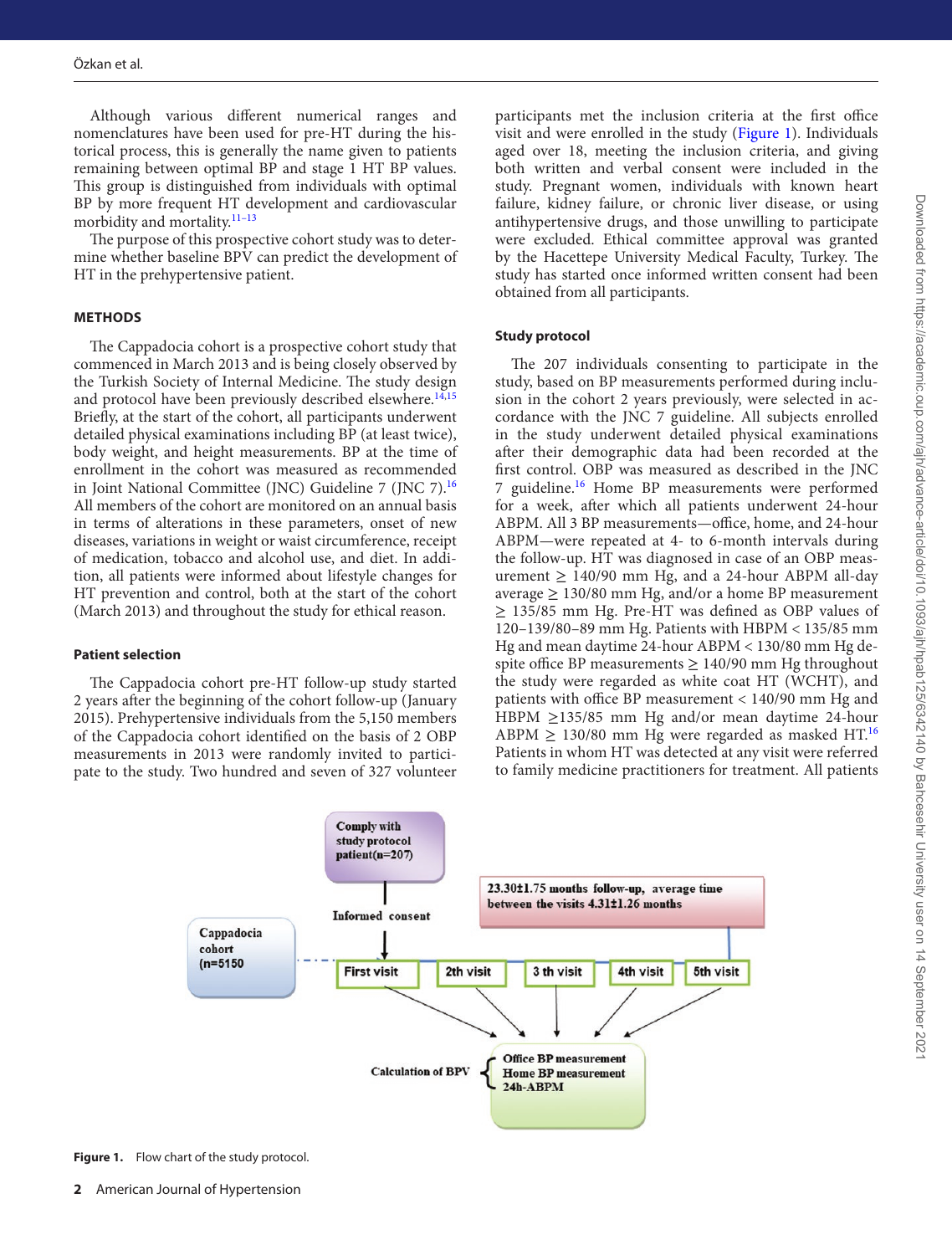Although various different numerical ranges and nomenclatures have been used for pre-HT during the historical process, this is generally the name given to patients remaining between optimal BP and stage 1 HT BP values. This group is distinguished from individuals with optimal BP by more frequent HT development and cardiovascular morbidity and mortality.[11–13]

The purpose of this prospective cohort study was to determine whether baseline BPV can predict the development of HT in the prehypertensive patient.

## METHODS

The Cappadocia cohort is a prospective cohort study that commenced in March 2013 and is being closely observed by the Turkish Society of Internal Medicine. The study design and protocol have been previously described elsewhere.[14,15] Briefly, at the start of the cohort, all participants underwent detailed physical examinations including BP (at least twice), body weight, and height measurements. BP at the time of enrollment in the cohort was measured as recommended in Joint National Committee (JNC) Guideline 7 (JNC 7).[16] All members of the cohort are monitored on an annual basis in terms of alterations in these parameters, onset of new diseases, variations in weight or waist circumference, receipt of medication, tobacco and alcohol use, and diet. In addition, all patients were informed about lifestyle changes for HT prevention and control, both at the start of the cohort (March 2013) and throughout the study for ethical reason.

### Patient selection

The Cappadocia cohort pre-HT follow-up study started 2 years after the beginning of the cohort follow-up (January 2015). Prehypertensive individuals from the 5,150 members of the Cappadocia cohort identified on the basis of 2 OBP measurements in 2013 were randomly invited to participate to the study. Two hundred and seven of 327 volunteer participants met the inclusion criteria at the first office visit and were enrolled in the study (Figure 1). Individuals aged over 18, meeting the inclusion criteria, and giving both written and verbal consent were included in the study. Pregnant women, individuals with known heart failure, kidney failure, or chronic liver disease, or using antihypertensive drugs, and those unwilling to participate were excluded. Ethical committee approval was granted by the Hacettepe University Medical Faculty, Turkey. The study has started once informed written consent had been obtained from all participants.

### Study protocol

The 207 individuals consenting to participate in the study, based on BP measurements performed during inclusion in the cohort 2 years previously, were selected in accordance with the JNC 7 guideline. All subjects enrolled in the study underwent detailed physical examinations after their demographic data had been recorded at the first control. OBP was measured as described in the JNC 7 guideline.[16] Home BP measurements were performed for a week, after which all patients underwent 24-hour ABPM. All 3 BP measurements—office, home, and 24-hour ABPM—were repeated at 4- to 6-month intervals during the follow-up. HT was diagnosed in case of an OBP measurement ≥ 140/90 mm Hg, and a 24-hour ABPM all-day average ≥ 130/80 mm Hg, and/or a home BP measurement ≥ 135/85 mm Hg. Pre-HT was defined as OBP values of 120–139/80–89 mm Hg. Patients with HBPM < 135/85 mm Hg and mean daytime 24-hour ABPM < 130/80 mm Hg despite office BP measurements ≥ 140/90 mm Hg throughout the study were regarded as white coat HT (WCHT), and patients with office BP measurement < 140/90 mm Hg and HBPM ≥135/85 mm Hg and/or mean daytime 24-hour ABPM ≥ 130/80 mm Hg were regarded as masked HT.[16] Patients in whom HT was detected at any visit were referred to family medicine practitioners for treatment. All patients

Figure 1. Flow chart of the study protocol.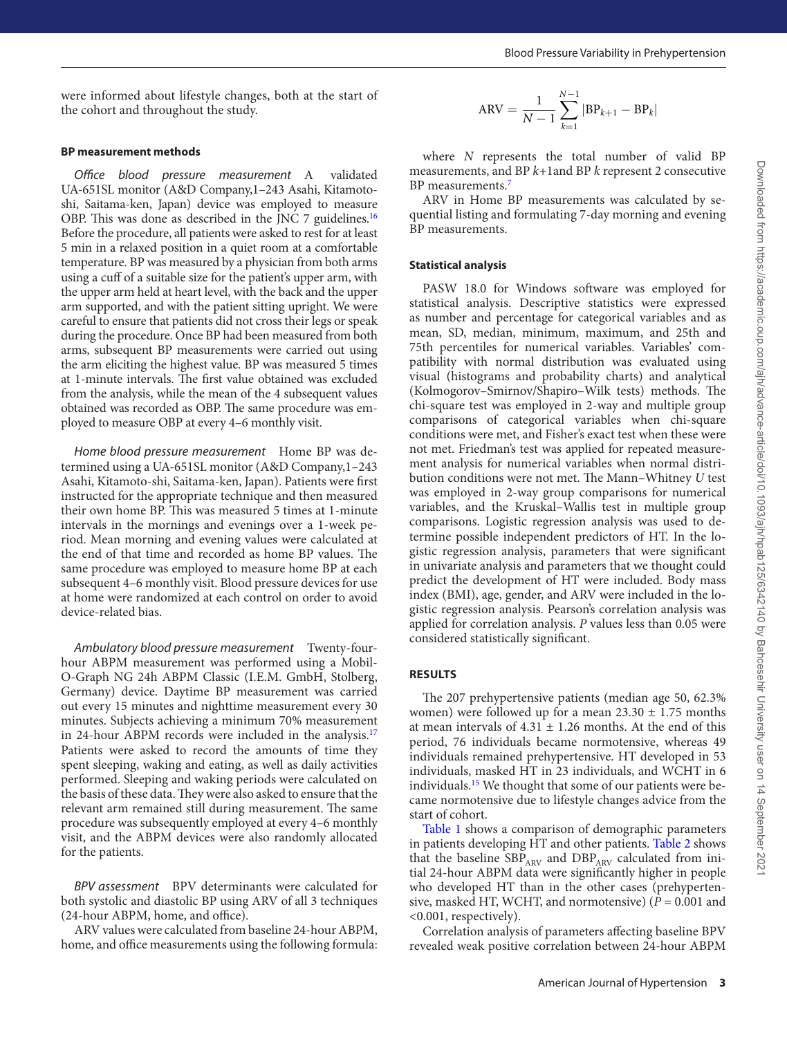were informed about lifestyle changes, both at the start of the cohort and throughout the study.

### BP measurement methods

*Office blood pressure measurement* A validated UA-651SL monitor (A&D Company,1–243 Asahi, Kitamoto-shi, Saitama-ken, Japan) device was employed to measure OBP. This was done as described in the JNC 7 guidelines.[16] Before the procedure, all patients were asked to rest for at least 5 min in a relaxed position in a quiet room at a comfortable temperature. BP was measured by a physician from both arms using a cuff of a suitable size for the patient's upper arm, with the upper arm held at heart level, with the back and the upper arm supported, and with the patient sitting upright. We were careful to ensure that patients did not cross their legs or speak during the procedure. Once BP had been measured from both arms, subsequent BP measurements were carried out using the arm eliciting the highest value. BP was measured 5 times at 1-minute intervals. The first value obtained was excluded from the analysis, while the mean of the 4 subsequent values obtained was recorded as OBP. The same procedure was employed to measure OBP at every 4–6 monthly visit.

*Home blood pressure measurement* Home BP was determined using a UA-651SL monitor (A&D Company,1–243 Asahi, Kitamoto-shi, Saitama-ken, Japan). Patients were first instructed for the appropriate technique and then measured their own home BP. This was measured 5 times at 1-minute intervals in the mornings and evenings over a 1-week period. Mean morning and evening values were calculated at the end of that time and recorded as home BP values. The same procedure was employed to measure home BP at each subsequent 4–6 monthly visit. Blood pressure devices for use at home were randomized at each control on order to avoid device-related bias.

*Ambulatory blood pressure measurement* Twenty-four-hour ABPM measurement was performed using a Mobil-O-Graph NG 24h ABPM Classic (I.E.M. GmbH, Stolberg, Germany) device. Daytime BP measurement was carried out every 15 minutes and nighttime measurement every 30 minutes. Subjects achieving a minimum 70% measurement in 24-hour ABPM records were included in the analysis.[17] Patients were asked to record the amounts of time they spent sleeping, waking and eating, as well as daily activities performed. Sleeping and waking periods were calculated on the basis of these data. They were also asked to ensure that the relevant arm remained still during measurement. The same procedure was subsequently employed at every 4–6 monthly visit, and the ABPM devices were also randomly allocated for the patients.

*BPV assessment* BPV determinants were calculated for both systolic and diastolic BP using ARV of all 3 techniques (24-hour ABPM, home, and office).

ARV values were calculated from baseline 24-hour ABPM, home, and office measurements using the following formula:

$$\mathrm{ARV} = \frac{1}{N-1}\sum_{k=1}^{N-1}\left|\mathrm{BP}_{k+1} - \mathrm{BP}_{k}\right|$$

where $N$ represents the total number of valid BP measurements, and BP $k$+1and BP $k$ represent 2 consecutive BP measurements.[7]

ARV in Home BP measurements was calculated by sequential listing and formulating 7-day morning and evening BP measurements.

### Statistical analysis

PASW 18.0 for Windows software was employed for statistical analysis. Descriptive statistics were expressed as number and percentage for categorical variables and as mean, SD, median, minimum, maximum, and 25th and 75th percentiles for numerical variables. Variables' compatibility with normal distribution was evaluated using visual (histograms and probability charts) and analytical (Kolmogorov–Smirnov/Shapiro–Wilk tests) methods. The chi-square test was employed in 2-way and multiple group comparisons of categorical variables when chi-square conditions were met, and Fisher's exact test when these were not met. Friedman's test was applied for repeated measurement analysis for numerical variables when normal distribution conditions were not met. The Mann–Whitney $U$ test was employed in 2-way group comparisons for numerical variables, and the Kruskal–Wallis test in multiple group comparisons. Logistic regression analysis was used to determine possible independent predictors of HT. In the logistic regression analysis, parameters that were significant in univariate analysis and parameters that we thought could predict the development of HT were included. Body mass index (BMI), age, gender, and ARV were included in the logistic regression analysis. Pearson's correlation analysis was applied for correlation analysis. $P$ values less than 0.05 were considered statistically significant.

## RESULTS

The 207 prehypertensive patients (median age 50, 62.3% women) were followed up for a mean 23.30 ± 1.75 months at mean intervals of 4.31 ± 1.26 months. At the end of this period, 76 individuals became normotensive, whereas 49 individuals remained prehypertensive. HT developed in 53 individuals, masked HT in 23 individuals, and WCHT in 6 individuals.[15] We thought that some of our patients were became normotensive due to lifestyle changes advice from the start of cohort.

Table 1 shows a comparison of demographic parameters in patients developing HT and other patients. Table 2 shows that the baseline $\mathrm{SBP}_{\mathrm{ARV}}$ and $\mathrm{DBP}_{\mathrm{ARV}}$ calculated from initial 24-hour ABPM data were significantly higher in people who developed HT than in the other cases (prehypertensive, masked HT, WCHT, and normotensive) ($P$ = 0.001 and <0.001, respectively).

Correlation analysis of parameters affecting baseline BPV revealed weak positive correlation between 24-hour ABPM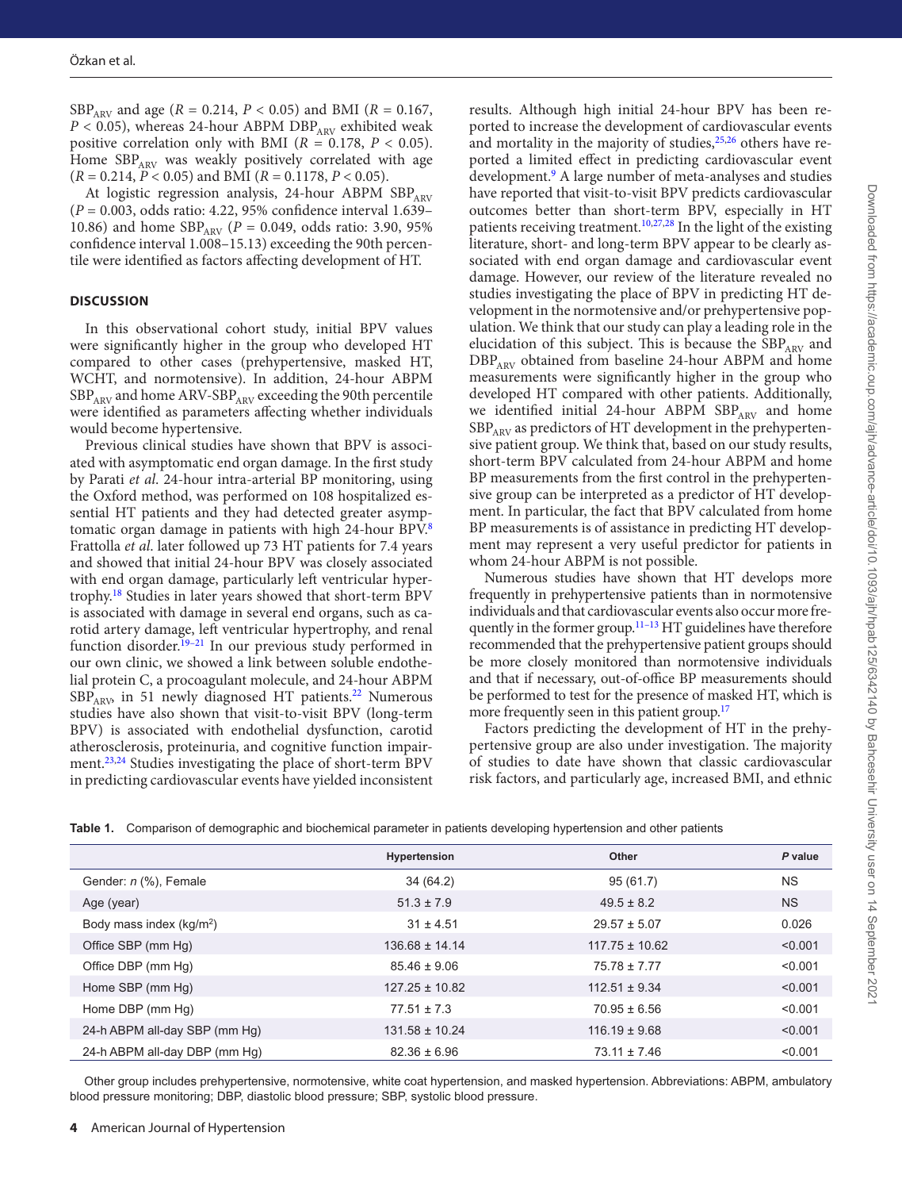$SBP_{ARV}$ and age ($R = 0.214$, $P < 0.05$) and BMI ($R = 0.167$, $P < 0.05$), whereas 24-hour ABPM $DBP_{ARV}$ exhibited weak positive correlation only with BMI ($R = 0.178$, $P < 0.05$). Home $SBP_{ARV}$ was weakly positively correlated with age ($R = 0.214$, $P < 0.05$) and BMI ($R = 0.1178$, $P < 0.05$).

At logistic regression analysis, 24-hour ABPM $SBP_{ARV}$ ($P = 0.003$, odds ratio: 4.22, 95% confidence interval 1.639–10.86) and home $SBP_{ARV}$ ($P = 0.049$, odds ratio: 3.90, 95% confidence interval 1.008–15.13) exceeding the 90th percentile were identified as factors affecting development of HT.

## DISCUSSION

In this observational cohort study, initial BPV values were significantly higher in the group who developed HT compared to other cases (prehypertensive, masked HT, WCHT, and normotensive). In addition, 24-hour ABPM $SBP_{ARV}$ and home ARV-$SBP_{ARV}$ exceeding the 90th percentile were identified as parameters affecting whether individuals would become hypertensive.

Previous clinical studies have shown that BPV is associated with asymptomatic end organ damage. In the first study by Parati *et al*. 24-hour intra-arterial BP monitoring, using the Oxford method, was performed on 108 hospitalized essential HT patients and they had detected greater asymptomatic organ damage in patients with high 24-hour BPV.[8] Frattolla *et al*. later followed up 73 HT patients for 7.4 years and showed that initial 24-hour BPV was closely associated with end organ damage, particularly left ventricular hypertrophy.[18] Studies in later years showed that short-term BPV is associated with damage in several end organs, such as carotid artery damage, left ventricular hypertrophy, and renal function disorder.[19–21] In our previous study performed in our own clinic, we showed a link between soluble endothelial protein C, a procoagulant molecule, and 24-hour ABPM $SBP_{ARV}$, in 51 newly diagnosed HT patients.[22] Numerous studies have also shown that visit-to-visit BPV (long-term BPV) is associated with endothelial dysfunction, carotid atherosclerosis, proteinuria, and cognitive function impairment.[23,24] Studies investigating the place of short-term BPV in predicting cardiovascular events have yielded inconsistent results. Although high initial 24-hour BPV has been reported to increase the development of cardiovascular events and mortality in the majority of studies,[25,26] others have reported a limited effect in predicting cardiovascular event development.[9] A large number of meta-analyses and studies have reported that visit-to-visit BPV predicts cardiovascular outcomes better than short-term BPV, especially in HT patients receiving treatment.[10,27,28] In the light of the existing literature, short- and long-term BPV appear to be clearly associated with end organ damage and cardiovascular event damage. However, our review of the literature revealed no studies investigating the place of BPV in predicting HT development in the normotensive and/or prehypertensive population. We think that our study can play a leading role in the elucidation of this subject. This is because the $SBP_{ARV}$ and $DBP_{ARV}$ obtained from baseline 24-hour ABPM and home measurements were significantly higher in the group who developed HT compared with other patients. Additionally, we identified initial 24-hour ABPM $SBP_{ARV}$ and home $SBP_{ARV}$ as predictors of HT development in the prehypertensive patient group. We think that, based on our study results, short-term BPV calculated from 24-hour ABPM and home BP measurements from the first control in the prehypertensive group can be interpreted as a predictor of HT development. In particular, the fact that BPV calculated from home BP measurements is of assistance in predicting HT development may represent a very useful predictor for patients in whom 24-hour ABPM is not possible.

Numerous studies have shown that HT develops more frequently in prehypertensive patients than in normotensive individuals and that cardiovascular events also occur more frequently in the former group.[11–13] HT guidelines have therefore recommended that the prehypertensive patient groups should be more closely monitored than normotensive individuals and that if necessary, out-of-office BP measurements should be performed to test for the presence of masked HT, which is more frequently seen in this patient group.[17]

Factors predicting the development of HT in the prehypertensive group are also under investigation. The majority of studies to date have shown that classic cardiovascular risk factors, and particularly age, increased BMI, and ethnic

**Table 1.** Comparison of demographic and biochemical parameter in patients developing hypertension and other patients

| | Hypertension | Other | *P* value |
|---|---|---|---|
| Gender: *n* (%), Female | 34 (64.2) | 95 (61.7) | NS |
| Age (year) | 51.3 ± 7.9 | 49.5 ± 8.2 | NS |
| Body mass index (kg/m$^2$) | 31 ± 4.51 | 29.57 ± 5.07 | 0.026 |
| Office SBP (mm Hg) | 136.68 ± 14.14 | 117.75 ± 10.62 | <0.001 |
| Office DBP (mm Hg) | 85.46 ± 9.06 | 75.78 ± 7.77 | <0.001 |
| Home SBP (mm Hg) | 127.25 ± 10.82 | 112.51 ± 9.34 | <0.001 |
| Home DBP (mm Hg) | 77.51 ± 7.3 | 70.95 ± 6.56 | <0.001 |
| 24-h ABPM all-day SBP (mm Hg) | 131.58 ± 10.24 | 116.19 ± 9.68 | <0.001 |
| 24-h ABPM all-day DBP (mm Hg) | 82.36 ± 6.96 | 73.11 ± 7.46 | <0.001 |

Other group includes prehypertensive, normotensive, white coat hypertension, and masked hypertension. Abbreviations: ABPM, ambulatory blood pressure monitoring; DBP, diastolic blood pressure; SBP, systolic blood pressure.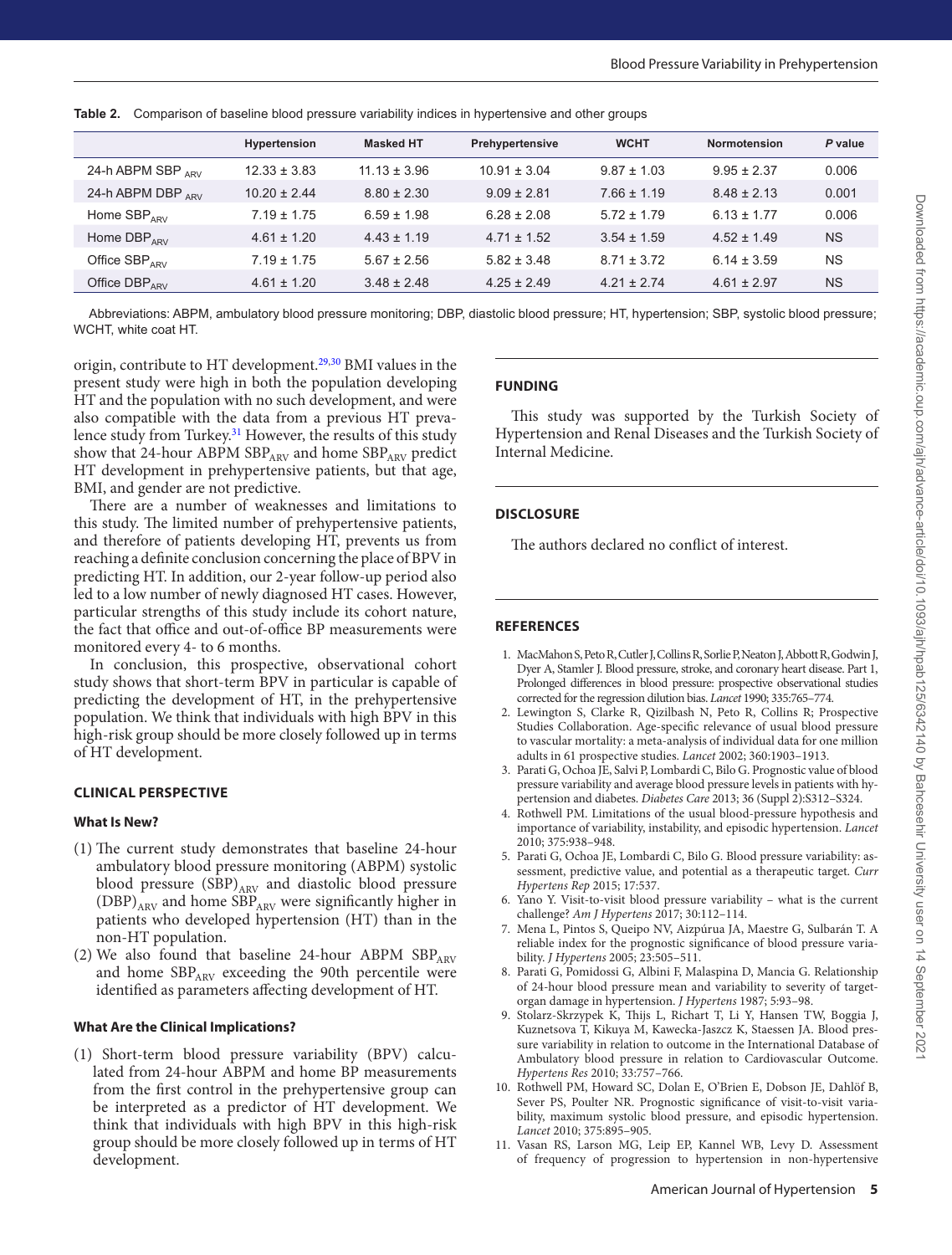**Table 2.** Comparison of baseline blood pressure variability indices in hypertensive and other groups

| | Hypertension | Masked HT | Prehypertensive | WCHT | Normotension | *P* value |
|---|---|---|---|---|---|---|
| 24-h ABPM SBP $_{ARV}$ | 12.33 ± 3.83 | 11.13 ± 3.96 | 10.91 ± 3.04 | 9.87 ± 1.03 | 9.95 ± 2.37 | 0.006 |
| 24-h ABPM DBP $_{ARV}$ | 10.20 ± 2.44 | 8.80 ± 2.30 | 9.09 ± 2.81 | 7.66 ± 1.19 | 8.48 ± 2.13 | 0.001 |
| Home SBP$_{ARV}$ | 7.19 ± 1.75 | 6.59 ± 1.98 | 6.28 ± 2.08 | 5.72 ± 1.79 | 6.13 ± 1.77 | 0.006 |
| Home DBP$_{ARV}$ | 4.61 ± 1.20 | 4.43 ± 1.19 | 4.71 ± 1.52 | 3.54 ± 1.59 | 4.52 ± 1.49 | NS |
| Office SBP$_{ARV}$ | 7.19 ± 1.75 | 5.67 ± 2.56 | 5.82 ± 3.48 | 8.71 ± 3.72 | 6.14 ± 3.59 | NS |
| Office DBP$_{ARV}$ | 4.61 ± 1.20 | 3.48 ± 2.48 | 4.25 ± 2.49 | 4.21 ± 2.74 | 4.61 ± 2.97 | NS |

Abbreviations: ABPM, ambulatory blood pressure monitoring; DBP, diastolic blood pressure; HT, hypertension; SBP, systolic blood pressure; WCHT, white coat HT.

origin, contribute to HT development.[29,30] BMI values in the present study were high in both the population developing HT and the population with no such development, and were also compatible with the data from a previous HT prevalence study from Turkey.[31] However, the results of this study show that 24-hour ABPM SBP$_{ARV}$ and home SBP$_{ARV}$ predict HT development in prehypertensive patients, but that age, BMI, and gender are not predictive.

There are a number of weaknesses and limitations to this study. The limited number of prehypertensive patients, and therefore of patients developing HT, prevents us from reaching a definite conclusion concerning the place of BPV in predicting HT. In addition, our 2-year follow-up period also led to a low number of newly diagnosed HT cases. However, particular strengths of this study include its cohort nature, the fact that office and out-of-office BP measurements were monitored every 4- to 6 months.

In conclusion, this prospective, observational cohort study shows that short-term BPV in particular is capable of predicting the development of HT, in the prehypertensive population. We think that individuals with high BPV in this high-risk group should be more closely followed up in terms of HT development.

## CLINICAL PERSPECTIVE

### What Is New?

(1) The current study demonstrates that baseline 24-hour ambulatory blood pressure monitoring (ABPM) systolic blood pressure (SBP)$_{ARV}$ and diastolic blood pressure (DBP)$_{ARV}$ and home SBP$_{ARV}$ were significantly higher in patients who developed hypertension (HT) than in the non-HT population.

(2) We also found that baseline 24-hour ABPM SBP$_{ARV}$ and home SBP$_{ARV}$ exceeding the 90th percentile were identified as parameters affecting development of HT.

### What Are the Clinical Implications?

(1) Short-term blood pressure variability (BPV) calculated from 24-hour ABPM and home BP measurements from the first control in the prehypertensive group can be interpreted as a predictor of HT development. We think that individuals with high BPV in this high-risk group should be more closely followed up in terms of HT development.

## FUNDING

This study was supported by the Turkish Society of Hypertension and Renal Diseases and the Turkish Society of Internal Medicine.

## DISCLOSURE

The authors declared no conflict of interest.

## REFERENCES

1. MacMahon S, Peto R, Cutler J, Collins R, Sorlie P, Neaton J, Abbott R, Godwin J, Dyer A, Stamler J. Blood pressure, stroke, and coronary heart disease. Part 1, Prolonged differences in blood pressure: prospective observational studies corrected for the regression dilution bias. *Lancet* 1990; 335:765–774.
2. Lewington S, Clarke R, Qizilbash N, Peto R, Collins R; Prospective Studies Collaboration. Age-specific relevance of usual blood pressure to vascular mortality: a meta-analysis of individual data for one million adults in 61 prospective studies. *Lancet* 2002; 360:1903–1913.
3. Parati G, Ochoa JE, Salvi P, Lombardi C, Bilo G. Prognostic value of blood pressure variability and average blood pressure levels in patients with hypertension and diabetes. *Diabetes Care* 2013; 36 (Suppl 2):S312–S324.
4. Rothwell PM. Limitations of the usual blood-pressure hypothesis and importance of variability, instability, and episodic hypertension. *Lancet* 2010; 375:938–948.
5. Parati G, Ochoa JE, Lombardi C, Bilo G. Blood pressure variability: assessment, predictive value, and potential as a therapeutic target. *Curr Hypertens Rep* 2015; 17:537.
6. Yano Y. Visit-to-visit blood pressure variability – what is the current challenge? *Am J Hypertens* 2017; 30:112–114.
7. Mena L, Pintos S, Queipo NV, Aizpúrua JA, Maestre G, Sulbarán T. A reliable index for the prognostic significance of blood pressure variability. *J Hypertens* 2005; 23:505–511.
8. Parati G, Pomidossi G, Albini F, Malaspina D, Mancia G. Relationship of 24-hour blood pressure mean and variability to severity of target-organ damage in hypertension. *J Hypertens* 1987; 5:93–98.
9. Stolarz-Skrzypek K, Thijs L, Richart T, Li Y, Hansen TW, Boggia J, Kuznetsova T, Kikuya M, Kawecka-Jaszcz K, Staessen JA. Blood pressure variability in relation to outcome in the International Database of Ambulatory blood pressure in relation to Cardiovascular Outcome. *Hypertens Res* 2010; 33:757–766.
10. Rothwell PM, Howard SC, Dolan E, O'Brien E, Dobson JE, Dahlöf B, Sever PS, Poulter NR. Prognostic significance of visit-to-visit variability, maximum systolic blood pressure, and episodic hypertension. *Lancet* 2010; 375:895–905.
11. Vasan RS, Larson MG, Leip EP, Kannel WB, Levy D. Assessment of frequency of progression to hypertension in non-hypertensive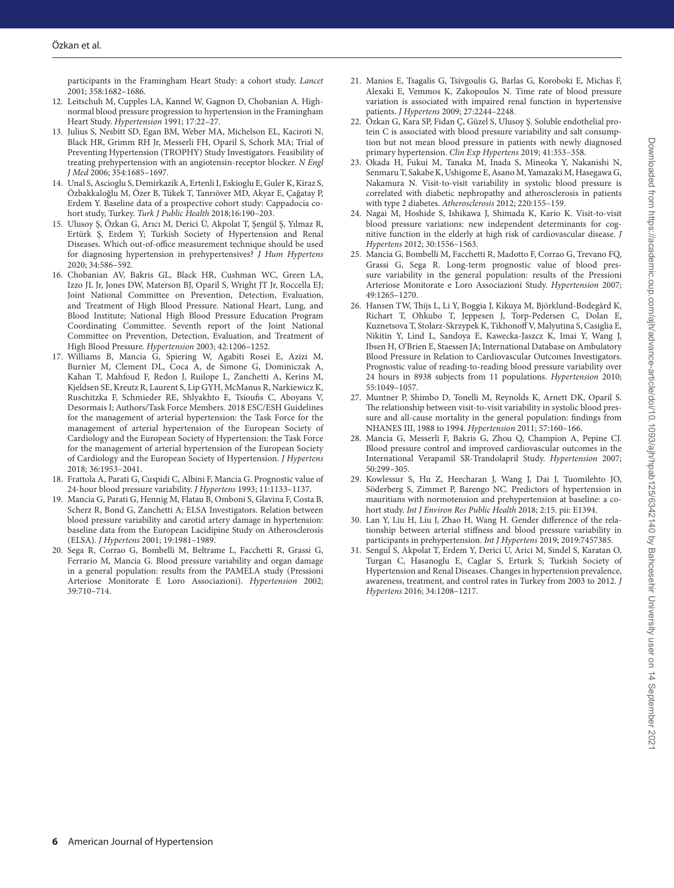participants in the Framingham Heart Study: a cohort study. *Lancet* 2001; 358:1682–1686.

12. Leitschuh M, Cupples LA, Kannel W, Gagnon D, Chobanian A. High-normal blood pressure progression to hypertension in the Framingham Heart Study. *Hypertension* 1991; 17:22–27.
13. Julius S, Nesbitt SD, Egan BM, Weber MA, Michelson EL, Kaciroti N, Black HR, Grimm RH Jr, Messerli FH, Oparil S, Schork MA; Trial of Preventing Hypertension (TROPHY) Study Investigators. Feasibility of treating prehypertension with an angiotensin-receptor blocker. *N Engl J Med* 2006; 354:1685–1697.
14. Unal S, Ascioglu S, Demirkazik A, Ertenli I, Eskioglu E, Guler K, Kiraz S, Özbakkaloğlu M, Özer B, Tükek T, Tanrıöver MD, Akyar E, Çağatay P, Erdem Y. Baseline data of a prospective cohort study: Cappadocia cohort study, Turkey. *Turk J Public Health* 2018;16:190–203.
15. Ulusoy Ş, Özkan G, Arıcı M, Derici Ü, Akpolat T, Şengül Ş, Yılmaz R, Ertürk Ş, Erdem Y; Turkish Society of Hypertension and Renal Diseases. Which out-of-office measurement technique should be used for diagnosing hypertension in prehypertensives? *J Hum Hypertens* 2020; 34:586–592.
16. Chobanian AV, Bakris GL, Black HR, Cushman WC, Green LA, Izzo JL Jr, Jones DW, Materson BJ, Oparil S, Wright JT Jr, Roccella EJ; Joint National Committee on Prevention, Detection, Evaluation, and Treatment of High Blood Pressure. National Heart, Lung, and Blood Institute; National High Blood Pressure Education Program Coordinating Committee. Seventh report of the Joint National Committee on Prevention, Detection, Evaluation, and Treatment of High Blood Pressure. *Hypertension* 2003; 42:1206–1252.
17. Williams B, Mancia G, Spiering W, Agabiti Rosei E, Azizi M, Burnier M, Clement DL, Coca A, de Simone G, Dominiczak A, Kahan T, Mahfoud F, Redon J, Ruilope L, Zanchetti A, Kerins M, Kjeldsen SE, Kreutz R, Laurent S, Lip GYH, McManus R, Narkiewicz K, Ruschitzka F, Schmieder RE, Shlyakhto E, Tsioufis C, Aboyans V, Desormais I; Authors/Task Force Members. 2018 ESC/ESH Guidelines for the management of arterial hypertension: the Task Force for the management of arterial hypertension of the European Society of Cardiology and the European Society of Hypertension: the Task Force for the management of arterial hypertension of the European Society of Cardiology and the European Society of Hypertension. *J Hypertens* 2018; 36:1953–2041.
18. Frattola A, Parati G, Cuspidi C, Albini F, Mancia G. Prognostic value of 24-hour blood pressure variability. *J Hypertens* 1993; 11:1133–1137.
19. Mancia G, Parati G, Hennig M, Flatau B, Omboni S, Glavina F, Costa B, Scherz R, Bond G, Zanchetti A; ELSA Investigators. Relation between blood pressure variability and carotid artery damage in hypertension: baseline data from the European Lacidipine Study on Atherosclerosis (ELSA). *J Hypertens* 2001; 19:1981–1989.
20. Sega R, Corrao G, Bombelli M, Beltrame L, Facchetti R, Grassi G, Ferrario M, Mancia G. Blood pressure variability and organ damage in a general population: results from the PAMELA study (Pressioni Arteriose Monitorate E Loro Associazioni). *Hypertension* 2002; 39:710–714.
21. Manios E, Tsagalis G, Tsivgoulis G, Barlas G, Koroboki E, Michas F, Alexaki E, Vemmos K, Zakopoulos N. Time rate of blood pressure variation is associated with impaired renal function in hypertensive patients. *J Hypertens* 2009; 27:2244–2248.
22. Özkan G, Kara SP, Fidan Ç, Güzel S, Ulusoy Ş. Soluble endothelial protein C is associated with blood pressure variability and salt consumption but not mean blood pressure in patients with newly diagnosed primary hypertension. *Clin Exp Hypertens* 2019; 41:353–358.
23. Okada H, Fukui M, Tanaka M, Inada S, Mineoka Y, Nakanishi N, Senmaru T, Sakabe K, Ushigome E, Asano M, Yamazaki M, Hasegawa G, Nakamura N. Visit-to-visit variability in systolic blood pressure is correlated with diabetic nephropathy and atherosclerosis in patients with type 2 diabetes. *Atherosclerosis* 2012; 220:155–159.
24. Nagai M, Hoshide S, Ishikawa J, Shimada K, Kario K. Visit-to-visit blood pressure variations: new independent determinants for cognitive function in the elderly at high risk of cardiovascular disease. *J Hypertens* 2012; 30:1556–1563.
25. Mancia G, Bombelli M, Facchetti R, Madotto F, Corrao G, Trevano FQ, Grassi G, Sega R. Long-term prognostic value of blood pressure variability in the general population: results of the Pressioni Arteriose Monitorate e Loro Associazioni Study. *Hypertension* 2007; 49:1265–1270.
26. Hansen TW, Thijs L, Li Y, Boggia J, Kikuya M, Björklund-Bodegård K, Richart T, Ohkubo T, Jeppesen J, Torp-Pedersen C, Dolan E, Kuznetsova T, Stolarz-Skrzypek K, Tikhonoff V, Malyutina S, Casiglia E, Nikitin Y, Lind L, Sandoya E, Kawecka-Jaszcz K, Imai Y, Wang J, Ibsen H, O'Brien E, Staessen JA; International Database on Ambulatory Blood Pressure in Relation to Cardiovascular Outcomes Investigators. Prognostic value of reading-to-reading blood pressure variability over 24 hours in 8938 subjects from 11 populations. *Hypertension* 2010; 55:1049–1057.
27. Muntner P, Shimbo D, Tonelli M, Reynolds K, Arnett DK, Oparil S. The relationship between visit-to-visit variability in systolic blood pressure and all-cause mortality in the general population: findings from NHANES III, 1988 to 1994. *Hypertension* 2011; 57:160–166.
28. Mancia G, Messerli F, Bakris G, Zhou Q, Champion A, Pepine CJ. Blood pressure control and improved cardiovascular outcomes in the International Verapamil SR-Trandolapril Study. *Hypertension* 2007; 50:299–305.
29. Kowlessur S, Hu Z, Heecharan J, Wang J, Dai J, Tuomilehto JO, Söderberg S, Zimmet P, Barengo NC. Predictors of hypertension in mauritians with normotension and prehypertension at baseline: a cohort study. *Int J Environ Res Public Health* 2018; 2:15. pii: E1394.
30. Lan Y, Liu H, Liu J, Zhao H, Wang H. Gender difference of the relationship between arterial stiffness and blood pressure variability in participants in prehypertension. *Int J Hypertens* 2019; 2019:7457385.
31. Sengul S, Akpolat T, Erdem Y, Derici U, Arici M, Sindel S, Karatan O, Turgan C, Hasanoglu E, Caglar S, Erturk S; Turkish Society of Hypertension and Renal Diseases. Changes in hypertension prevalence, awareness, treatment, and control rates in Turkey from 2003 to 2012. *J Hypertens* 2016; 34:1208–1217.